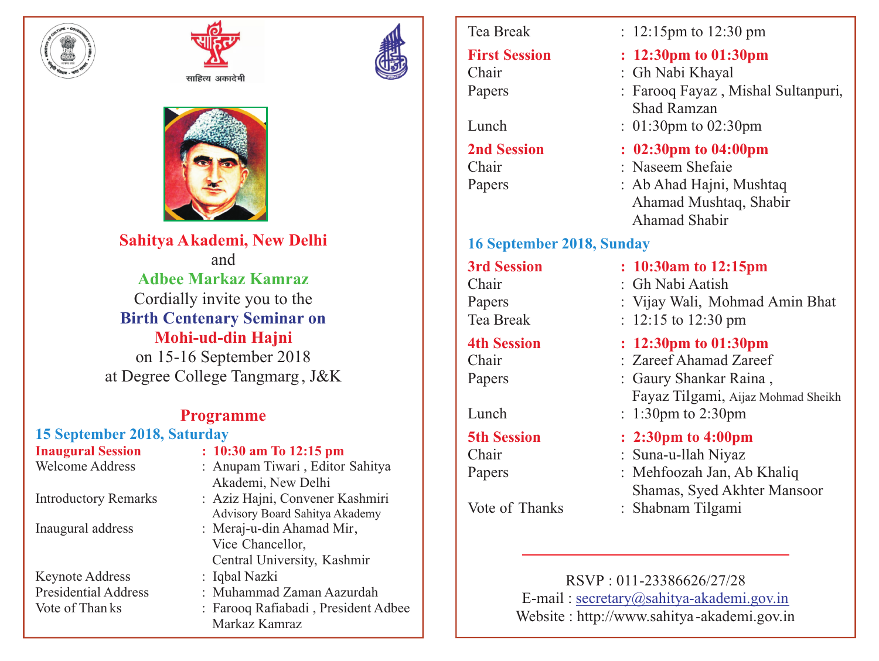साहित्य अकादेमी

**Sahitya Akademi, New Delhi**

and

**Adbee Markaz Kamraz**

Cordially invite you to the

**Birth Centenary Seminar on**

**Mohi-ud-din Hajni**

on 15-16 September 2018

at Degree College Tangmarg, J&K

## Programme

### 15 September 2018, Saturday

**Inaugural Session : 10:30 am To 12:15 pm**

| | |
|---|---|
| Welcome Address | : Anupam Tiwari, Editor Sahitya Akademi, New Delhi |
| Introductory Remarks | : Aziz Hajni, Convener Kashmiri Advisory Board Sahitya Akademy |
| Inaugural address | : Meraj-u-din Ahamad Mir, Vice Chancellor, Central University, Kashmir |
| Keynote Address | : Iqbal Nazki |
| Presidential Address | : Muhammad Zaman Aazurdah |
| Vote of Thanks | : Farooq Rafiabadi, President Adbee Markaz Kamraz |
| Tea Break | : 12:15pm to 12:30 pm |

**First Session : 12:30pm to 01:30pm**

| | |
|---|---|
| Chair | : Gh Nabi Khayal |
| Papers | : Farooq Fayaz, Mishal Sultanpuri, Shad Ramzan |
| Lunch | : 01:30pm to 02:30pm |

**2nd Session : 02:30pm to 04:00pm**

| | |
|---|---|
| Chair | : Naseem Shefaie |
| Papers | : Ab Ahad Hajni, Mushtaq Ahamad Mushtaq, Shabir Ahamad Shabir |

### 16 September 2018, Sunday

**3rd Session : 10:30am to 12:15pm**

| | |
|---|---|
| Chair | : Gh Nabi Aatish |
| Papers | : Vijay Wali, Mohmad Amin Bhat |
| Tea Break | : 12:15 to 12:30 pm |

**4th Session : 12:30pm to 01:30pm**

| | |
|---|---|
| Chair | : Zareef Ahamad Zareef |
| Papers | : Gaury Shankar Raina, Fayaz Tilgami, Aijaz Mohmad Sheikh |
| Lunch | : 1:30pm to 2:30pm |

**5th Session : 2:30pm to 4:00pm**

| | |
|---|---|
| Chair | : Suna-u-llah Niyaz |
| Papers | : Mehfoozah Jan, Ab Khaliq Shamas, Syed Akhter Mansoor |
| Vote of Thanks | : Shabnam Tilgami |

---

RSVP : 011-23386626/27/28

E-mail : secretary@sahitya-akademi.gov.in

Website : http://www.sahitya-akademi.gov.in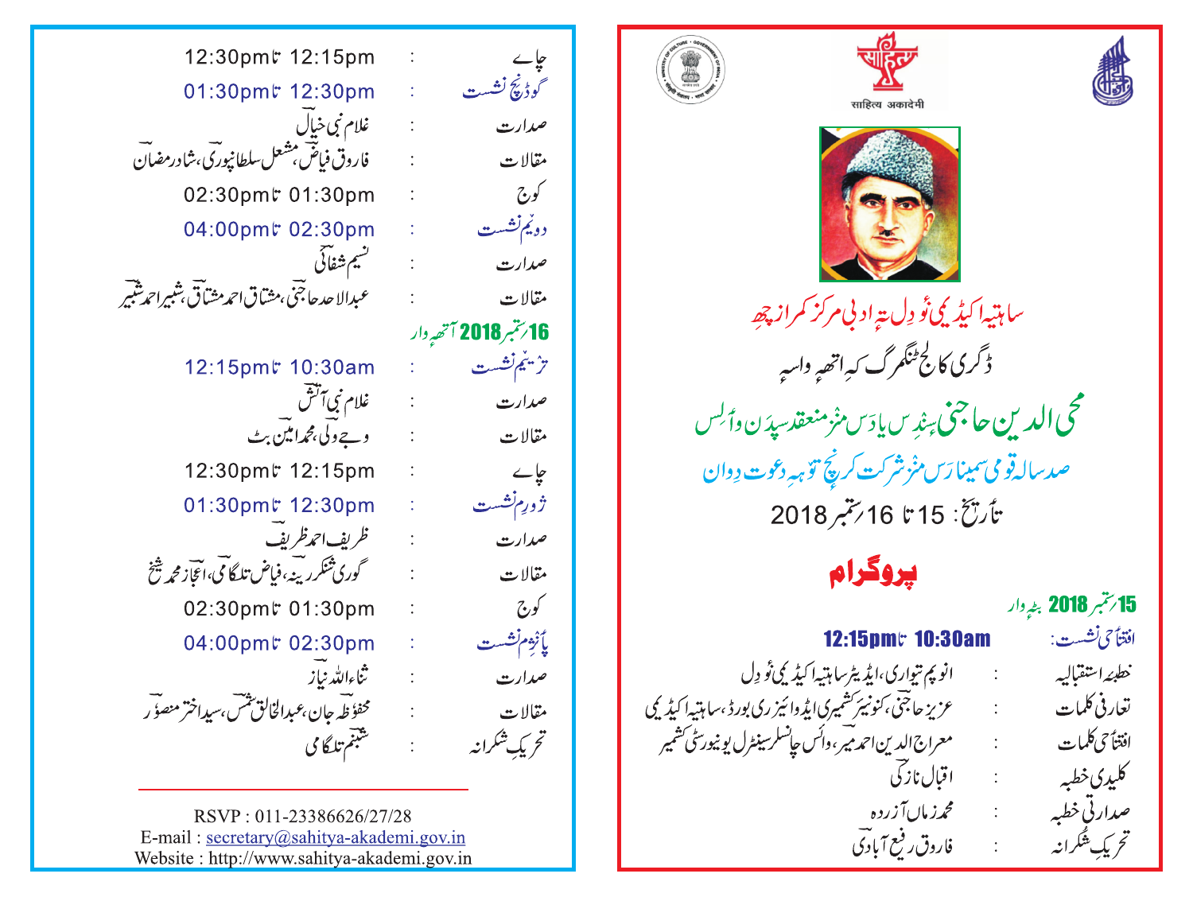साहित्य अकादेमी

ساہتیہ اکیڈیمی نۆ دِلہِ تہٕ ادبی مرکز کمرازچھ

ڈِگری کالج ٹنگمرگ کہِ اتھہِ واسہٕ

# محی الدین حاجنی ہِندِس یادَس منٛز منعقد سپدَن وٲلس

صدسالہ قومی سیمنارَس منٛز شرکت کرنٕچ تۄہہِ دعوت دِوان

تٲرِیخ: 15 تا 16 ستمبر 2018

## پروگرام

**15 ستمبر 2018 بٔدۍوار**

| | | |
|---|---|---|
| افتتٲحی نشست | | **10:30am تا 12:15pm** |
| خطبہٕ استقبالیہ | : | انوپم تیواری، ایڈیٹر ساہتیہ اکیڈیمی نۆ دِل |
| تعارفی کلمات | : | عزیز حاجنی، کنوینر کشمیری ایڈوائیزری بورڈ، ساہتیہ اکیڈیمی |
| افتتٲحی کلمات | : | معراج الدین احمد میر، وائس چانسلر سینٹرل یونیورسٹی کشمیر |
| کلیدی خطبہ | : | اقبال نازکی |
| صدارتی خطبہ | : | محمد زماں آزردہ |
| تحریکِ شکرانہ | : | فاروق رفیع آبادی |

| | | |
|---|---|---|
| چاے | : | 12:15pm تا 12:30pm |
| گوڈنچ نشست | : | 12:30pm تا 01:30pm |
| صدارت | : | غلام نبی خیال |
| مقالات | : | فاروق فیاض، مشعل سلطانپوری، شاد رمضان |
| کوج | : | 01:30pm تا 02:30pm |
| دوٚیم نشست | : | 02:30pm تا 04:00pm |
| صدارت | : | نسیم شفائی |
| مقالات | : | عبدالاحد حاجنی، مشتاق احمد مشتاق، شبیر احمد شبیر |

**16 ستمبر 2018 آتھہٕ وار**

| | | |
|---|---|---|
| ترٛیٚیم نشست | : | 10:30am تا 12:15pm |
| صدارت | : | غلام نبی آتش |
| مقالات | : | وجے ولی، محمد امین بٹ |
| چاے | : | 12:15pm تا 12:30pm |
| ژورِم نشست | : | 12:30pm تا 01:30pm |
| صدارت | : | ظریف احمد ظریف |
| مقالات | : | گوری شنکر رینہ، فیاض تلگامی، اعجاز محمد شیخ |
| کوج | : | 01:30pm تا 02:30pm |
| پاژِم نشست | : | 02:30pm تا 04:00pm |
| صدارت | : | ثناءاللہ نیاز |
| مقالات | : | محفوظہ جان، عبدالخالق شمس، سید اختر مصوٗر |
| تحریکِ شکرانہ | : | شبنم تلگامی |

RSVP : 011-23386626/27/28
E-mail : secretary@sahitya-akademi.gov.in
Website : http://www.sahitya-akademi.gov.in